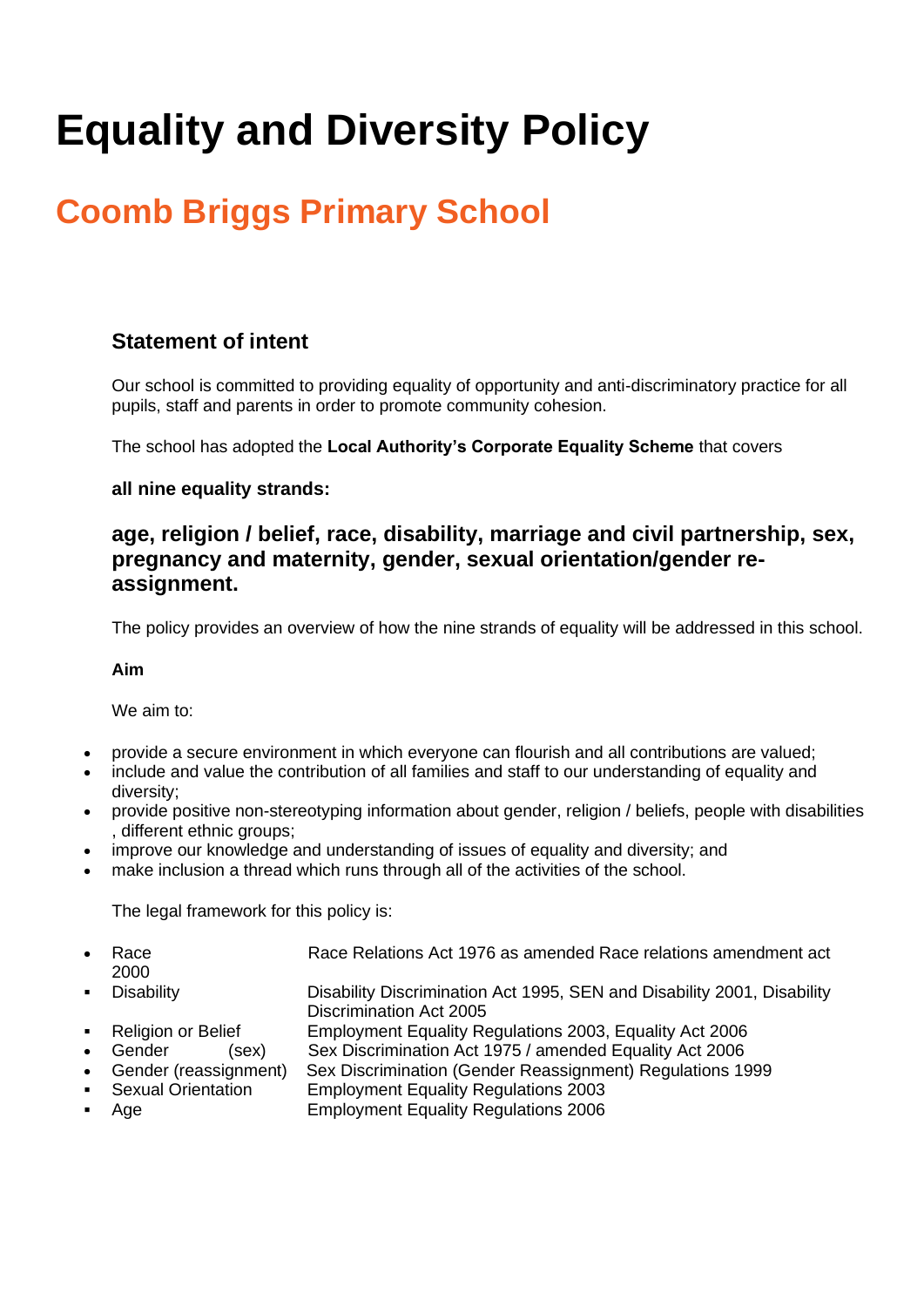# Equality and Diversity Policy

## Coomb Briggs Primary School

### Statement of intent

Our school is committed to providing equality of opportunity and anti-discriminatory practice for all pupils, staff and parents in order to promote community cohesion.

The school has adopted the **Local Authority's Corporate Equality Scheme** that covers

**all nine equality strands:**

### age, religion / belief, race, disability, marriage and civil partnership, sex, pregnancy and maternity, gender, sexual orientation/gender re-assignment.

The policy provides an overview of how the nine strands of equality will be addressed in this school.

**Aim**

We aim to:

- provide a secure environment in which everyone can flourish and all contributions are valued;
- include and value the contribution of all families and staff to our understanding of equality and diversity;
- provide positive non-stereotyping information about gender, religion / beliefs, people with disabilities , different ethnic groups;
- improve our knowledge and understanding of issues of equality and diversity; and
- make inclusion a thread which runs through all of the activities of the school.

The legal framework for this policy is:

- Race — Race Relations Act 1976 as amended Race relations amendment act 2000
- Disability — Disability Discrimination Act 1995, SEN and Disability 2001, Disability Discrimination Act 2005
- Religion or Belief — Employment Equality Regulations 2003, Equality Act 2006
- Gender (sex) — Sex Discrimination Act 1975 / amended Equality Act 2006
- Gender (reassignment) — Sex Discrimination (Gender Reassignment) Regulations 1999
- Sexual Orientation — Employment Equality Regulations 2003
- Age — Employment Equality Regulations 2006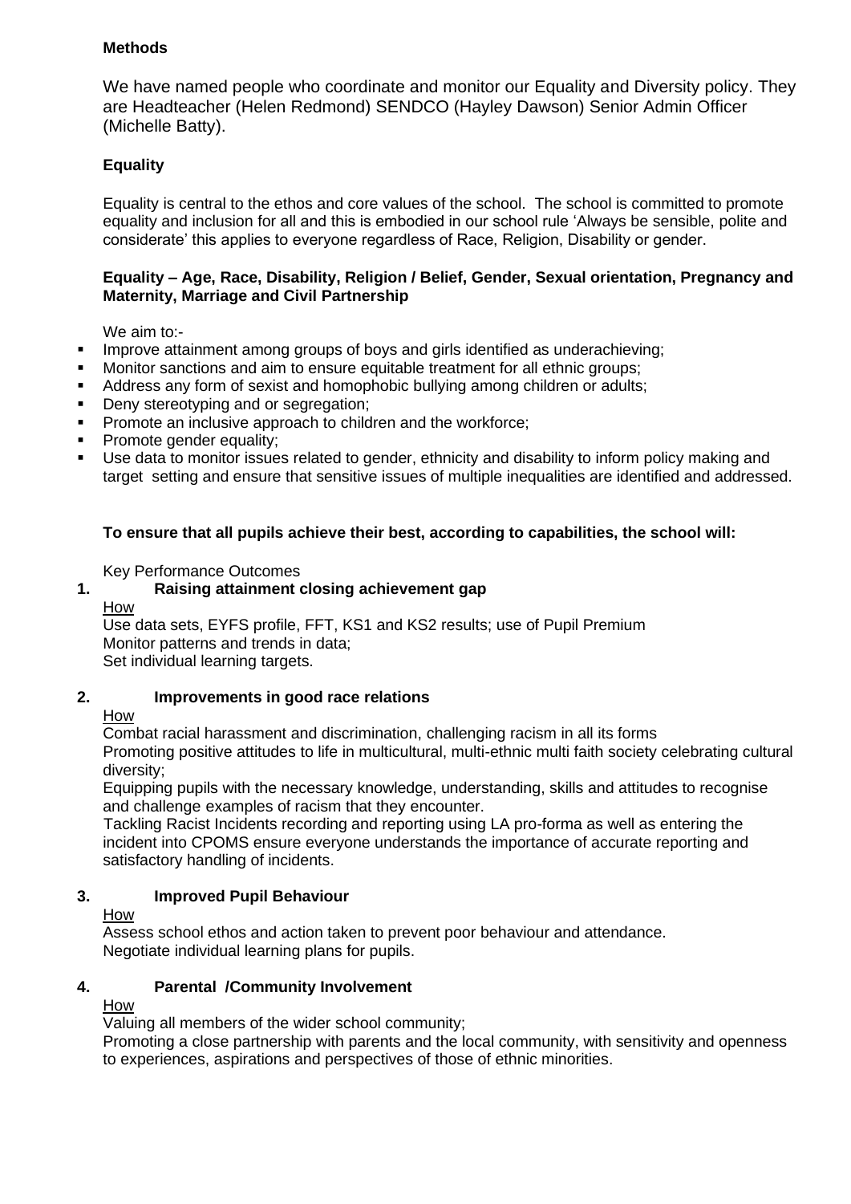**Methods**

We have named people who coordinate and monitor our Equality and Diversity policy. They are Headteacher (Helen Redmond) SENDCO (Hayley Dawson) Senior Admin Officer (Michelle Batty).

**Equality**

Equality is central to the ethos and core values of the school. The school is committed to promote equality and inclusion for all and this is embodied in our school rule 'Always be sensible, polite and considerate' this applies to everyone regardless of Race, Religion, Disability or gender.

**Equality – Age, Race, Disability, Religion / Belief, Gender, Sexual orientation, Pregnancy and Maternity, Marriage and Civil Partnership**

We aim to:-

- Improve attainment among groups of boys and girls identified as underachieving;
- Monitor sanctions and aim to ensure equitable treatment for all ethnic groups;
- Address any form of sexist and homophobic bullying among children or adults;
- Deny stereotyping and or segregation;
- Promote an inclusive approach to children and the workforce;
- Promote gender equality;
- Use data to monitor issues related to gender, ethnicity and disability to inform policy making and target setting and ensure that sensitive issues of multiple inequalities are identified and addressed.

**To ensure that all pupils achieve their best, according to capabilities, the school will:**

Key Performance Outcomes

**1. Raising attainment closing achievement gap**

How

Use data sets, EYFS profile, FFT, KS1 and KS2 results; use of Pupil Premium
Monitor patterns and trends in data;
Set individual learning targets.

**2. Improvements in good race relations**

How

Combat racial harassment and discrimination, challenging racism in all its forms
Promoting positive attitudes to life in multicultural, multi-ethnic multi faith society celebrating cultural diversity;
Equipping pupils with the necessary knowledge, understanding, skills and attitudes to recognise and challenge examples of racism that they encounter.
Tackling Racist Incidents recording and reporting using LA pro-forma as well as entering the incident into CPOMS ensure everyone understands the importance of accurate reporting and satisfactory handling of incidents.

**3. Improved Pupil Behaviour**

How

Assess school ethos and action taken to prevent poor behaviour and attendance.
Negotiate individual learning plans for pupils.

**4. Parental /Community Involvement**

How

Valuing all members of the wider school community;
Promoting a close partnership with parents and the local community, with sensitivity and openness to experiences, aspirations and perspectives of those of ethnic minorities.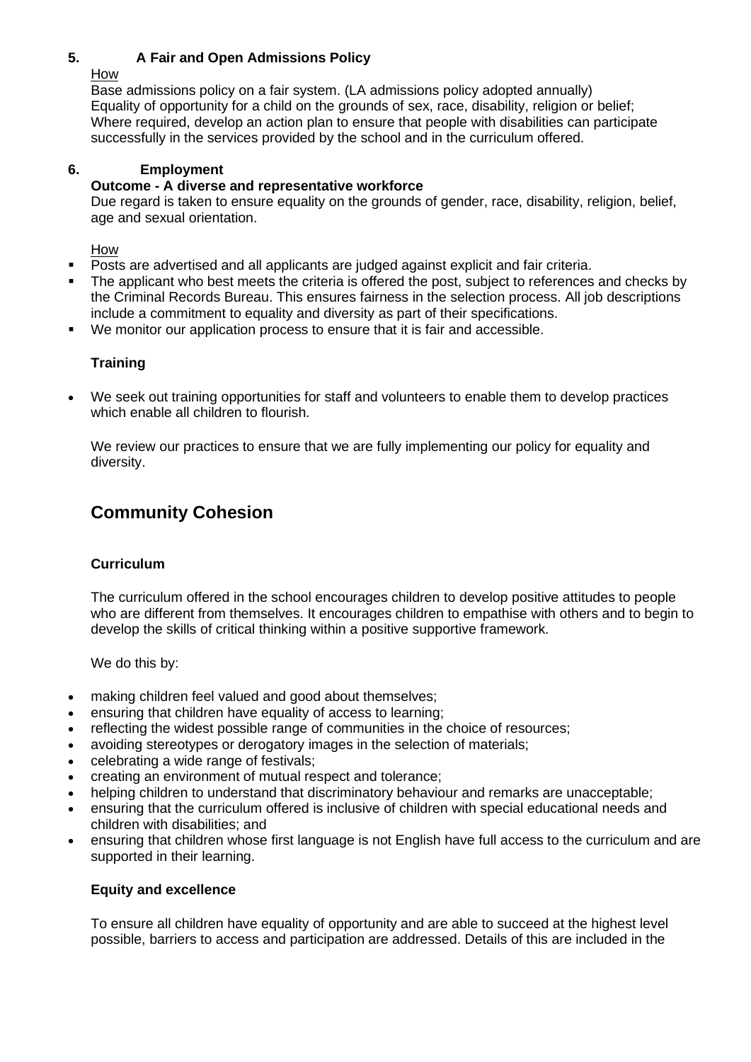**5. A Fair and Open Admissions Policy**

How

Base admissions policy on a fair system. (LA admissions policy adopted annually)
Equality of opportunity for a child on the grounds of sex, race, disability, religion or belief;
Where required, develop an action plan to ensure that people with disabilities can participate successfully in the services provided by the school and in the curriculum offered.

**6. Employment**

**Outcome - A diverse and representative workforce**

Due regard is taken to ensure equality on the grounds of gender, race, disability, religion, belief, age and sexual orientation.

How

- Posts are advertised and all applicants are judged against explicit and fair criteria.
- The applicant who best meets the criteria is offered the post, subject to references and checks by the Criminal Records Bureau. This ensures fairness in the selection process. All job descriptions include a commitment to equality and diversity as part of their specifications.
- We monitor our application process to ensure that it is fair and accessible.

**Training**

- We seek out training opportunities for staff and volunteers to enable them to develop practices which enable all children to flourish.

We review our practices to ensure that we are fully implementing our policy for equality and diversity.

## Community Cohesion

**Curriculum**

The curriculum offered in the school encourages children to develop positive attitudes to people who are different from themselves. It encourages children to empathise with others and to begin to develop the skills of critical thinking within a positive supportive framework.

We do this by:

- making children feel valued and good about themselves;
- ensuring that children have equality of access to learning;
- reflecting the widest possible range of communities in the choice of resources;
- avoiding stereotypes or derogatory images in the selection of materials;
- celebrating a wide range of festivals;
- creating an environment of mutual respect and tolerance;
- helping children to understand that discriminatory behaviour and remarks are unacceptable;
- ensuring that the curriculum offered is inclusive of children with special educational needs and children with disabilities; and
- ensuring that children whose first language is not English have full access to the curriculum and are supported in their learning.

**Equity and excellence**

To ensure all children have equality of opportunity and are able to succeed at the highest level possible, barriers to access and participation are addressed. Details of this are included in the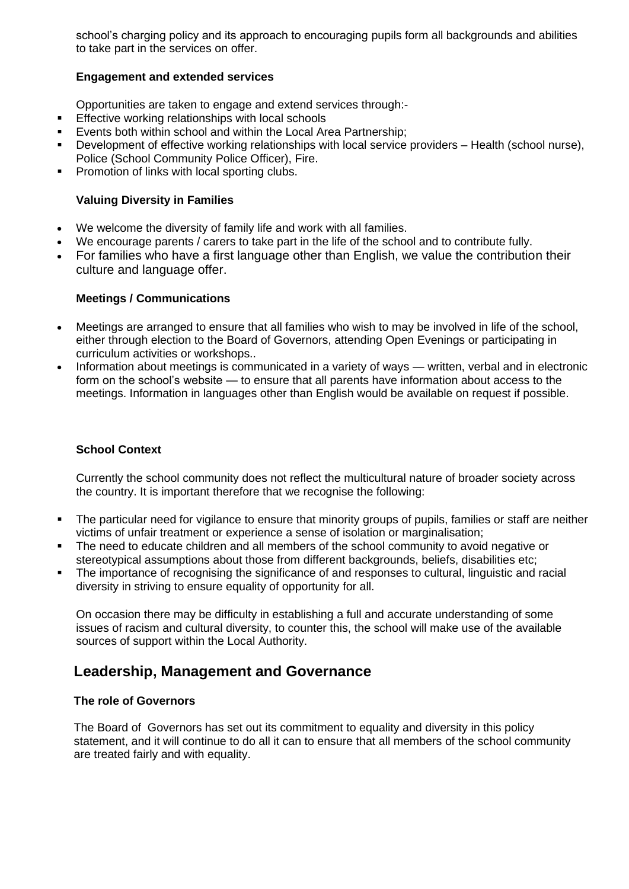school's charging policy and its approach to encouraging pupils form all backgrounds and abilities to take part in the services on offer.

**Engagement and extended services**

Opportunities are taken to engage and extend services through:-

- Effective working relationships with local schools
- Events both within school and within the Local Area Partnership;
- Development of effective working relationships with local service providers – Health (school nurse), Police (School Community Police Officer), Fire.
- Promotion of links with local sporting clubs.

**Valuing Diversity in Families**

- We welcome the diversity of family life and work with all families.
- We encourage parents / carers to take part in the life of the school and to contribute fully.
- For families who have a first language other than English, we value the contribution their culture and language offer.

**Meetings / Communications**

- Meetings are arranged to ensure that all families who wish to may be involved in life of the school, either through election to the Board of Governors, attending Open Evenings or participating in curriculum activities or workshops..
- Information about meetings is communicated in a variety of ways — written, verbal and in electronic form on the school's website — to ensure that all parents have information about access to the meetings. Information in languages other than English would be available on request if possible.

**School Context**

Currently the school community does not reflect the multicultural nature of broader society across the country. It is important therefore that we recognise the following:

- The particular need for vigilance to ensure that minority groups of pupils, families or staff are neither victims of unfair treatment or experience a sense of isolation or marginalisation;
- The need to educate children and all members of the school community to avoid negative or stereotypical assumptions about those from different backgrounds, beliefs, disabilities etc;
- The importance of recognising the significance of and responses to cultural, linguistic and racial diversity in striving to ensure equality of opportunity for all.

On occasion there may be difficulty in establishing a full and accurate understanding of some issues of racism and cultural diversity, to counter this, the school will make use of the available sources of support within the Local Authority.

## Leadership, Management and Governance

**The role of Governors**

The Board of Governors has set out its commitment to equality and diversity in this policy statement, and it will continue to do all it can to ensure that all members of the school community are treated fairly and with equality.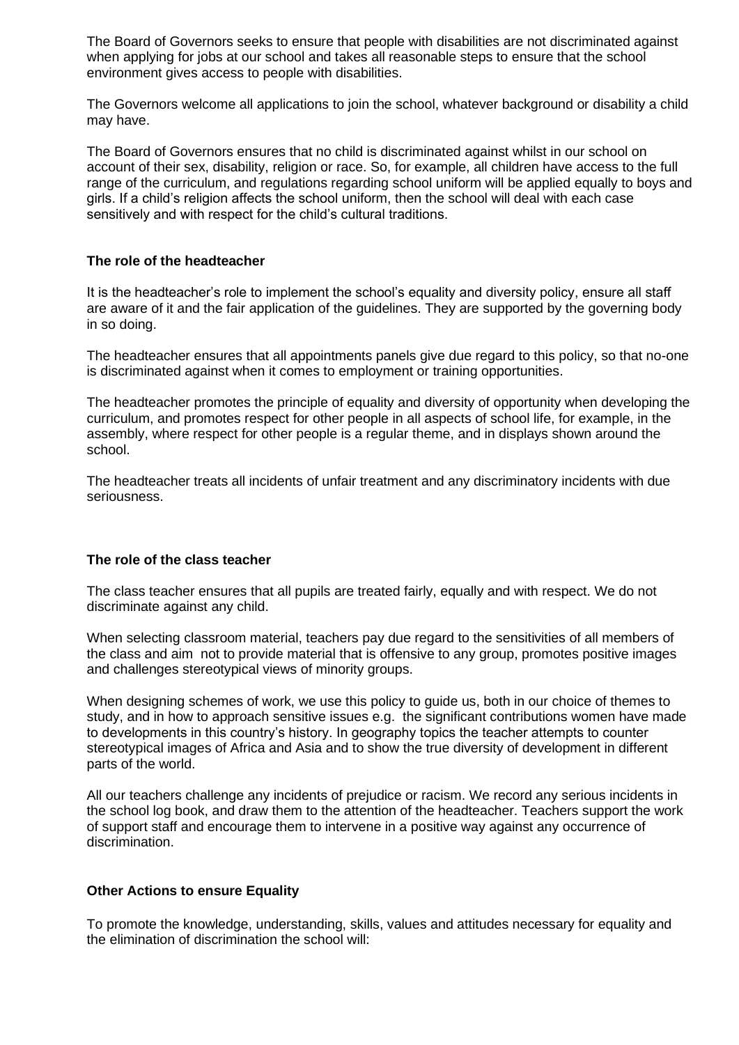The Board of Governors seeks to ensure that people with disabilities are not discriminated against when applying for jobs at our school and takes all reasonable steps to ensure that the school environment gives access to people with disabilities.

The Governors welcome all applications to join the school, whatever background or disability a child may have.

The Board of Governors ensures that no child is discriminated against whilst in our school on account of their sex, disability, religion or race. So, for example, all children have access to the full range of the curriculum, and regulations regarding school uniform will be applied equally to boys and girls. If a child's religion affects the school uniform, then the school will deal with each case sensitively and with respect for the child's cultural traditions.

**The role of the headteacher**

It is the headteacher's role to implement the school's equality and diversity policy, ensure all staff are aware of it and the fair application of the guidelines. They are supported by the governing body in so doing.

The headteacher ensures that all appointments panels give due regard to this policy, so that no-one is discriminated against when it comes to employment or training opportunities.

The headteacher promotes the principle of equality and diversity of opportunity when developing the curriculum, and promotes respect for other people in all aspects of school life, for example, in the assembly, where respect for other people is a regular theme, and in displays shown around the school.

The headteacher treats all incidents of unfair treatment and any discriminatory incidents with due seriousness.

**The role of the class teacher**

The class teacher ensures that all pupils are treated fairly, equally and with respect. We do not discriminate against any child.

When selecting classroom material, teachers pay due regard to the sensitivities of all members of the class and aim not to provide material that is offensive to any group, promotes positive images and challenges stereotypical views of minority groups.

When designing schemes of work, we use this policy to guide us, both in our choice of themes to study, and in how to approach sensitive issues e.g. the significant contributions women have made to developments in this country's history. In geography topics the teacher attempts to counter stereotypical images of Africa and Asia and to show the true diversity of development in different parts of the world.

All our teachers challenge any incidents of prejudice or racism. We record any serious incidents in the school log book, and draw them to the attention of the headteacher. Teachers support the work of support staff and encourage them to intervene in a positive way against any occurrence of discrimination.

**Other Actions to ensure Equality**

To promote the knowledge, understanding, skills, values and attitudes necessary for equality and the elimination of discrimination the school will: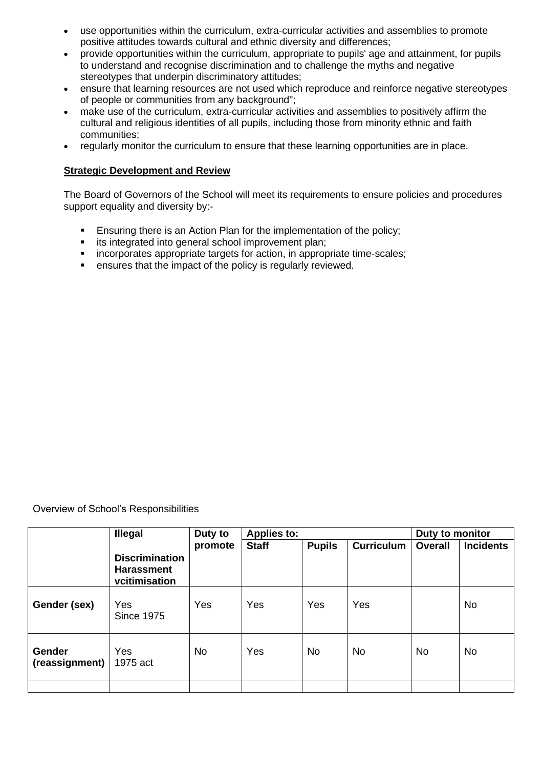- use opportunities within the curriculum, extra-curricular activities and assemblies to promote positive attitudes towards cultural and ethnic diversity and differences;
- provide opportunities within the curriculum, appropriate to pupils' age and attainment, for pupils to understand and recognise discrimination and to challenge the myths and negative stereotypes that underpin discriminatory attitudes;
- ensure that learning resources are not used which reproduce and reinforce negative stereotypes of people or communities from any background";
- make use of the curriculum, extra-curricular activities and assemblies to positively affirm the cultural and religious identities of all pupils, including those from minority ethnic and faith communities;
- regularly monitor the curriculum to ensure that these learning opportunities are in place.

**Strategic Development and Review**

The Board of Governors of the School will meet its requirements to ensure policies and procedures support equality and diversity by:-

- Ensuring there is an Action Plan for the implementation of the policy;
- its integrated into general school improvement plan;
- incorporates appropriate targets for action, in appropriate time-scales;
- ensures that the impact of the policy is regularly reviewed.

Overview of School's Responsibilities

| | **Illegal** **Discrimination Harassment vcitimisation** | **Duty to promote** | **Applies to:** | | | **Duty to monitor** | |
|---|---|---|---|---|---|---|---|
| | | | **Staff** | **Pupils** | **Curriculum** | **Overall** | **Incidents** |
| **Gender (sex)** | Yes Since 1975 | Yes | Yes | Yes | Yes | | No |
| **Gender (reassignment)** | Yes 1975 act | No | Yes | No | No | No | No |
| | | | | | | | |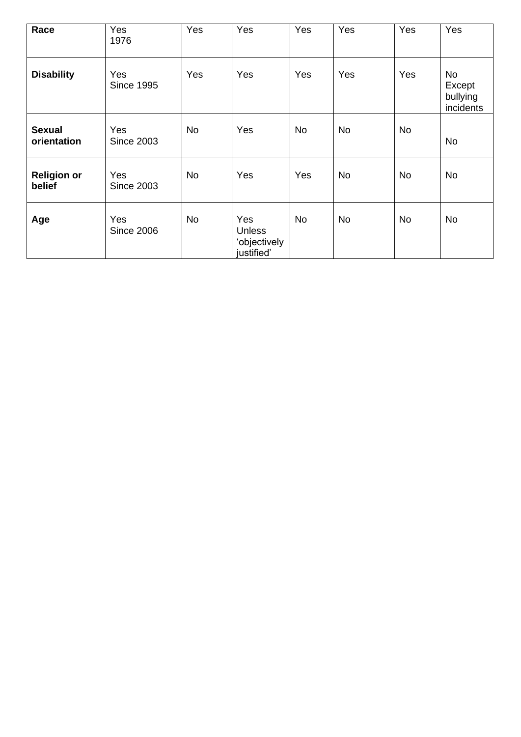| | | | | | | | |
|---|---|---|---|---|---|---|---|
| **Race** | Yes 1976 | Yes | Yes | Yes | Yes | Yes | Yes |
| **Disability** | Yes Since 1995 | Yes | Yes | Yes | Yes | Yes | No Except bullying incidents |
| **Sexual orientation** | Yes Since 2003 | No | Yes | No | No | No | No |
| **Religion or belief** | Yes Since 2003 | No | Yes | Yes | No | No | No |
| **Age** | Yes Since 2006 | No | Yes Unless 'objectively justified' | No | No | No | No |